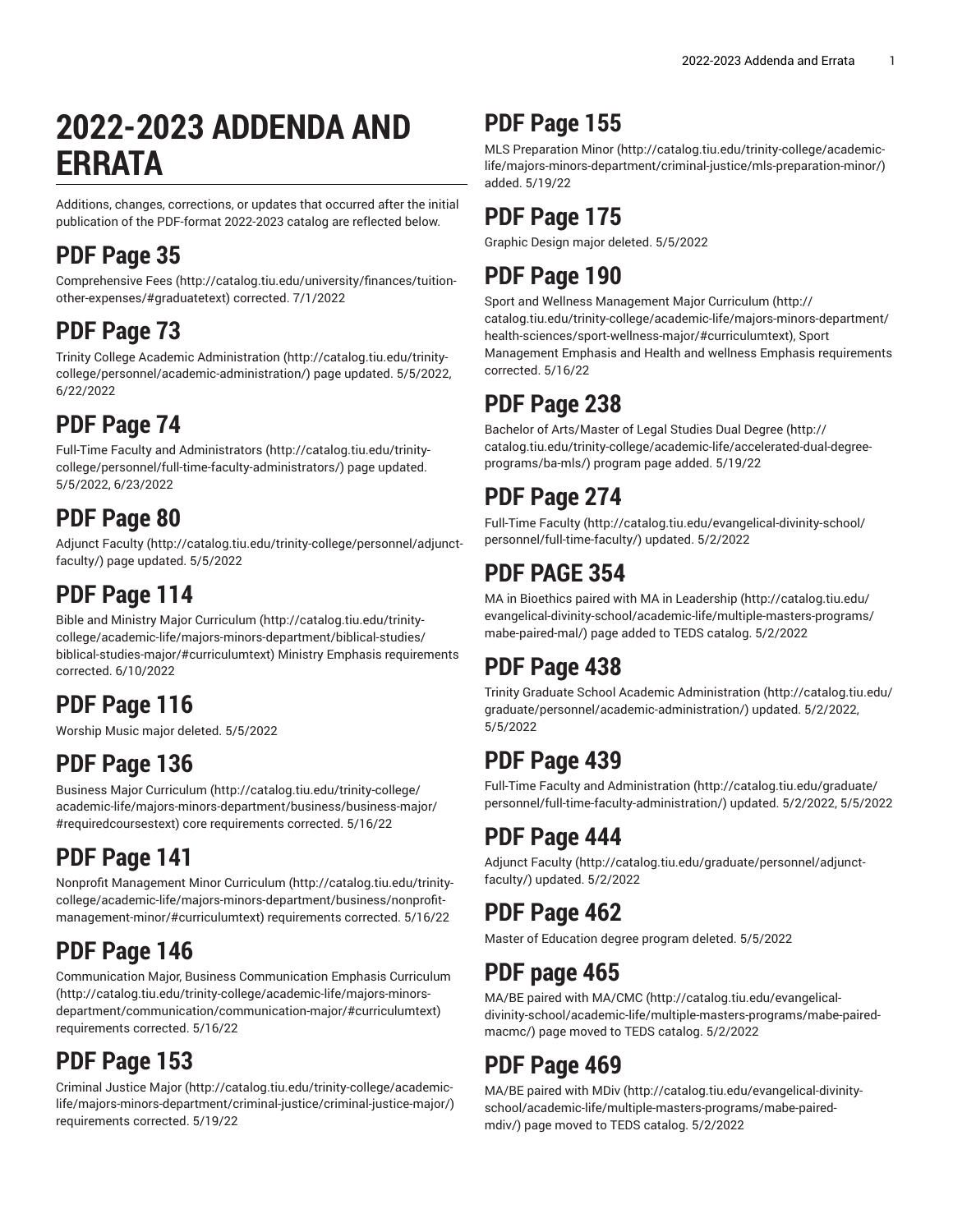# 2022-2023 ADDENDA AND ERRATA

Additions, changes, corrections, or updates that occurred after the initial publication of the PDF-format 2022-2023 catalog are reflected below.

## PDF Page 35

Comprehensive Fees (http://catalog.tiu.edu/university/finances/tuition-other-expenses/#graduatetext) corrected. 7/1/2022

## PDF Page 73

Trinity College Academic Administration (http://catalog.tiu.edu/trinity-college/personnel/academic-administration/) page updated. 5/5/2022, 6/22/2022

## PDF Page 74

Full-Time Faculty and Administrators (http://catalog.tiu.edu/trinity-college/personnel/full-time-faculty-administrators/) page updated. 5/5/2022, 6/23/2022

## PDF Page 80

Adjunct Faculty (http://catalog.tiu.edu/trinity-college/personnel/adjunct-faculty/) page updated. 5/5/2022

## PDF Page 114

Bible and Ministry Major Curriculum (http://catalog.tiu.edu/trinity-college/academic-life/majors-minors-department/biblical-studies/biblical-studies-major/#curriculumtext) Ministry Emphasis requirements corrected. 6/10/2022

## PDF Page 116

Worship Music major deleted. 5/5/2022

## PDF Page 136

Business Major Curriculum (http://catalog.tiu.edu/trinity-college/academic-life/majors-minors-department/business/business-major/#requiredcoursestext) core requirements corrected. 5/16/22

## PDF Page 141

Nonprofit Management Minor Curriculum (http://catalog.tiu.edu/trinity-college/academic-life/majors-minors-department/business/nonprofit-management-minor/#curriculumtext) requirements corrected. 5/16/22

## PDF Page 146

Communication Major, Business Communication Emphasis Curriculum (http://catalog.tiu.edu/trinity-college/academic-life/majors-minors-department/communication/communication-major/#curriculumtext) requirements corrected. 5/16/22

## PDF Page 153

Criminal Justice Major (http://catalog.tiu.edu/trinity-college/academic-life/majors-minors-department/criminal-justice/criminal-justice-major/) requirements corrected. 5/19/22

## PDF Page 155

MLS Preparation Minor (http://catalog.tiu.edu/trinity-college/academic-life/majors-minors-department/criminal-justice/mls-preparation-minor/) added. 5/19/22

## PDF Page 175

Graphic Design major deleted. 5/5/2022

## PDF Page 190

Sport and Wellness Management Major Curriculum (http://catalog.tiu.edu/trinity-college/academic-life/majors-minors-department/health-sciences/sport-wellness-major/#curriculumtext), Sport Management Emphasis and Health and wellness Emphasis requirements corrected. 5/16/22

## PDF Page 238

Bachelor of Arts/Master of Legal Studies Dual Degree (http://catalog.tiu.edu/trinity-college/academic-life/accelerated-dual-degree-programs/ba-mls/) program page added. 5/19/22

## PDF Page 274

Full-Time Faculty (http://catalog.tiu.edu/evangelical-divinity-school/personnel/full-time-faculty/) updated. 5/2/2022

## PDF PAGE 354

MA in Bioethics paired with MA in Leadership (http://catalog.tiu.edu/evangelical-divinity-school/academic-life/multiple-masters-programs/mabe-paired-mal/) page added to TEDS catalog. 5/2/2022

## PDF Page 438

Trinity Graduate School Academic Administration (http://catalog.tiu.edu/graduate/personnel/academic-administration/) updated. 5/2/2022, 5/5/2022

## PDF Page 439

Full-Time Faculty and Administration (http://catalog.tiu.edu/graduate/personnel/full-time-faculty-administration/) updated. 5/2/2022, 5/5/2022

## PDF Page 444

Adjunct Faculty (http://catalog.tiu.edu/graduate/personnel/adjunct-faculty/) updated. 5/2/2022

## PDF Page 462

Master of Education degree program deleted. 5/5/2022

## PDF page 465

MA/BE paired with MA/CMC (http://catalog.tiu.edu/evangelical-divinity-school/academic-life/multiple-masters-programs/mabe-paired-macmc/) page moved to TEDS catalog. 5/2/2022

## PDF Page 469

MA/BE paired with MDiv (http://catalog.tiu.edu/evangelical-divinity-school/academic-life/multiple-masters-programs/mabe-paired-mdiv/) page moved to TEDS catalog. 5/2/2022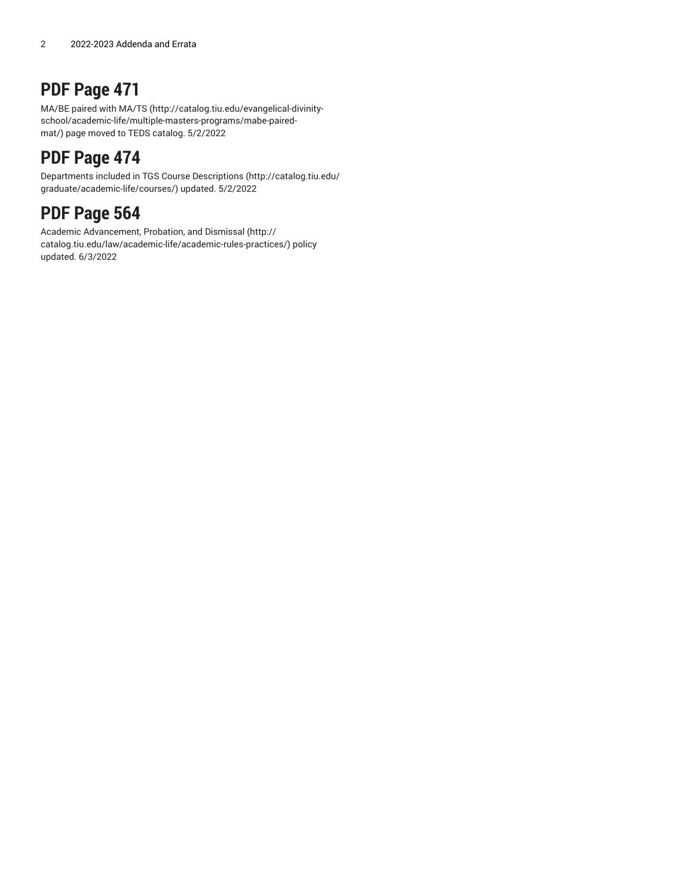## PDF Page 471

MA/BE paired with MA/TS (http://catalog.tiu.edu/evangelical-divinity-school/academic-life/multiple-masters-programs/mabe-paired-mat/) page moved to TEDS catalog. 5/2/2022

## PDF Page 474

Departments included in TGS Course Descriptions (http://catalog.tiu.edu/graduate/academic-life/courses/) updated. 5/2/2022

## PDF Page 564

Academic Advancement, Probation, and Dismissal (http://catalog.tiu.edu/law/academic-life/academic-rules-practices/) policy updated. 6/3/2022